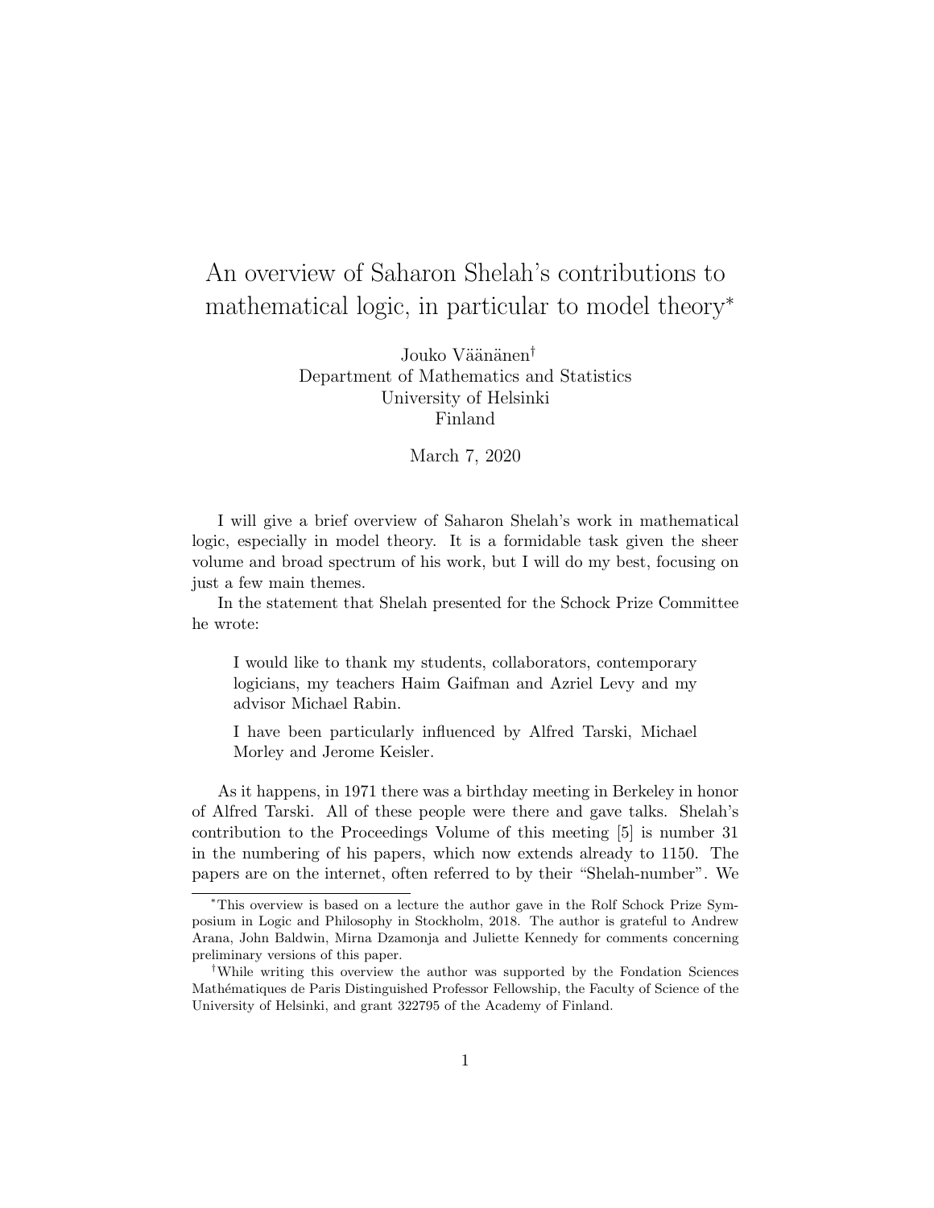# An overview of Saharon Shelah's contributions to mathematical logic, in particular to model theory*

Jouko Väänänen[†]
Department of Mathematics and Statistics
University of Helsinki
Finland

March 7, 2020

I will give a brief overview of Saharon Shelah's work in mathematical logic, especially in model theory. It is a formidable task given the sheer volume and broad spectrum of his work, but I will do my best, focusing on just a few main themes.

In the statement that Shelah presented for the Schock Prize Committee he wrote:

> I would like to thank my students, collaborators, contemporary logicians, my teachers Haim Gaifman and Azriel Levy and my advisor Michael Rabin.
>
> I have been particularly influenced by Alfred Tarski, Michael Morley and Jerome Keisler.

As it happens, in 1971 there was a birthday meeting in Berkeley in honor of Alfred Tarski. All of these people were there and gave talks. Shelah's contribution to the Proceedings Volume of this meeting [5] is number 31 in the numbering of his papers, which now extends already to 1150. The papers are on the internet, often referred to by their "Shelah-number". We

---

*This overview is based on a lecture the author gave in the Rolf Schock Prize Symposium in Logic and Philosophy in Stockholm, 2018. The author is grateful to Andrew Arana, John Baldwin, Mirna Dzamonja and Juliette Kennedy for comments concerning preliminary versions of this paper.

†While writing this overview the author was supported by the Fondation Sciences Mathématiques de Paris Distinguished Professor Fellowship, the Faculty of Science of the University of Helsinki, and grant 322795 of the Academy of Finland.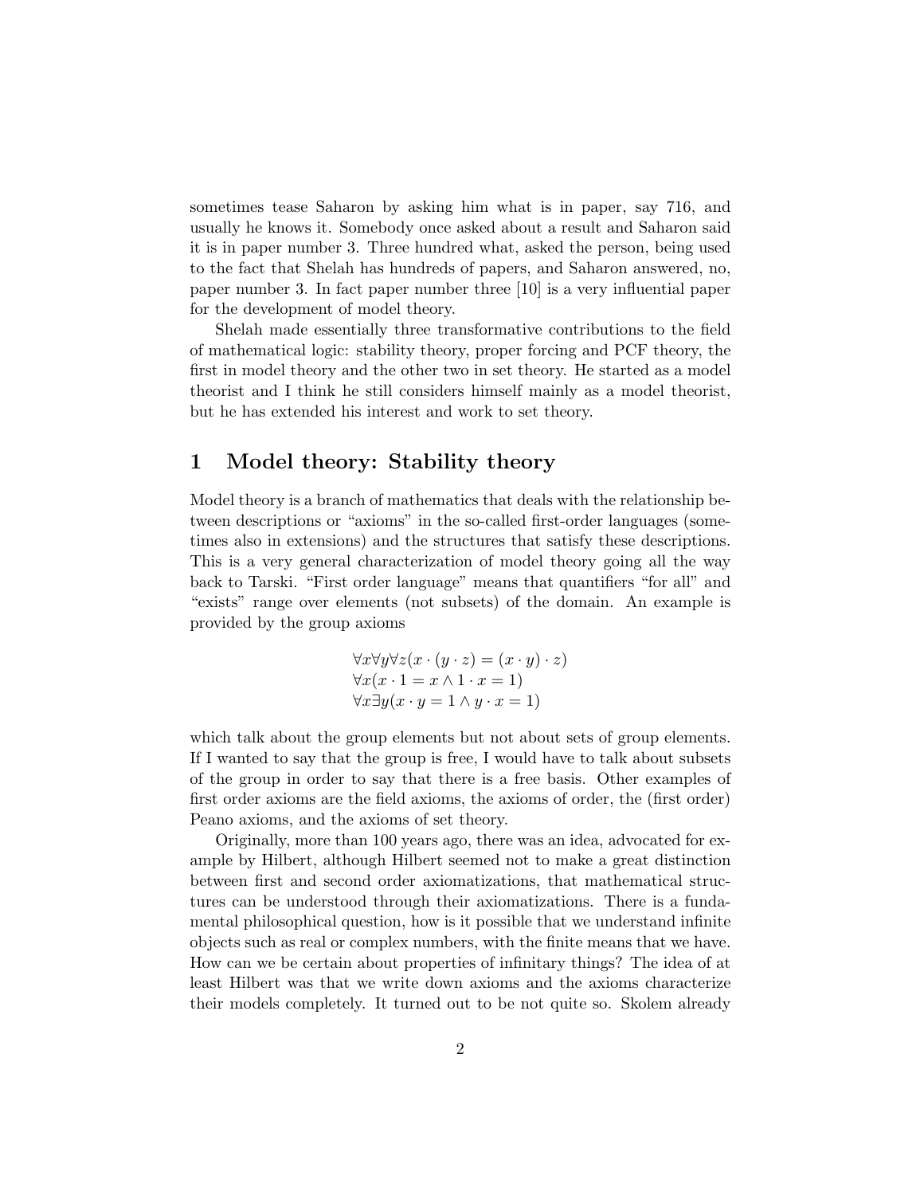sometimes tease Saharon by asking him what is in paper, say 716, and usually he knows it. Somebody once asked about a result and Saharon said it is in paper number 3. Three hundred what, asked the person, being used to the fact that Shelah has hundreds of papers, and Saharon answered, no, paper number 3. In fact paper number three [10] is a very influential paper for the development of model theory.

Shelah made essentially three transformative contributions to the field of mathematical logic: stability theory, proper forcing and PCF theory, the first in model theory and the other two in set theory. He started as a model theorist and I think he still considers himself mainly as a model theorist, but he has extended his interest and work to set theory.

## 1 Model theory: Stability theory

Model theory is a branch of mathematics that deals with the relationship between descriptions or "axioms" in the so-called first-order languages (sometimes also in extensions) and the structures that satisfy these descriptions. This is a very general characterization of model theory going all the way back to Tarski. "First order language" means that quantifiers "for all" and "exists" range over elements (not subsets) of the domain. An example is provided by the group axioms

$$\begin{array}{l} \forall x \forall y \forall z (x \cdot (y \cdot z) = (x \cdot y) \cdot z) \\ \forall x (x \cdot 1 = x \wedge 1 \cdot x = 1) \\ \forall x \exists y (x \cdot y = 1 \wedge y \cdot x = 1) \end{array}$$

which talk about the group elements but not about sets of group elements. If I wanted to say that the group is free, I would have to talk about subsets of the group in order to say that there is a free basis. Other examples of first order axioms are the field axioms, the axioms of order, the (first order) Peano axioms, and the axioms of set theory.

Originally, more than 100 years ago, there was an idea, advocated for example by Hilbert, although Hilbert seemed not to make a great distinction between first and second order axiomatizations, that mathematical structures can be understood through their axiomatizations. There is a fundamental philosophical question, how is it possible that we understand infinite objects such as real or complex numbers, with the finite means that we have. How can we be certain about properties of infinitary things? The idea of at least Hilbert was that we write down axioms and the axioms characterize their models completely. It turned out to be not quite so. Skolem already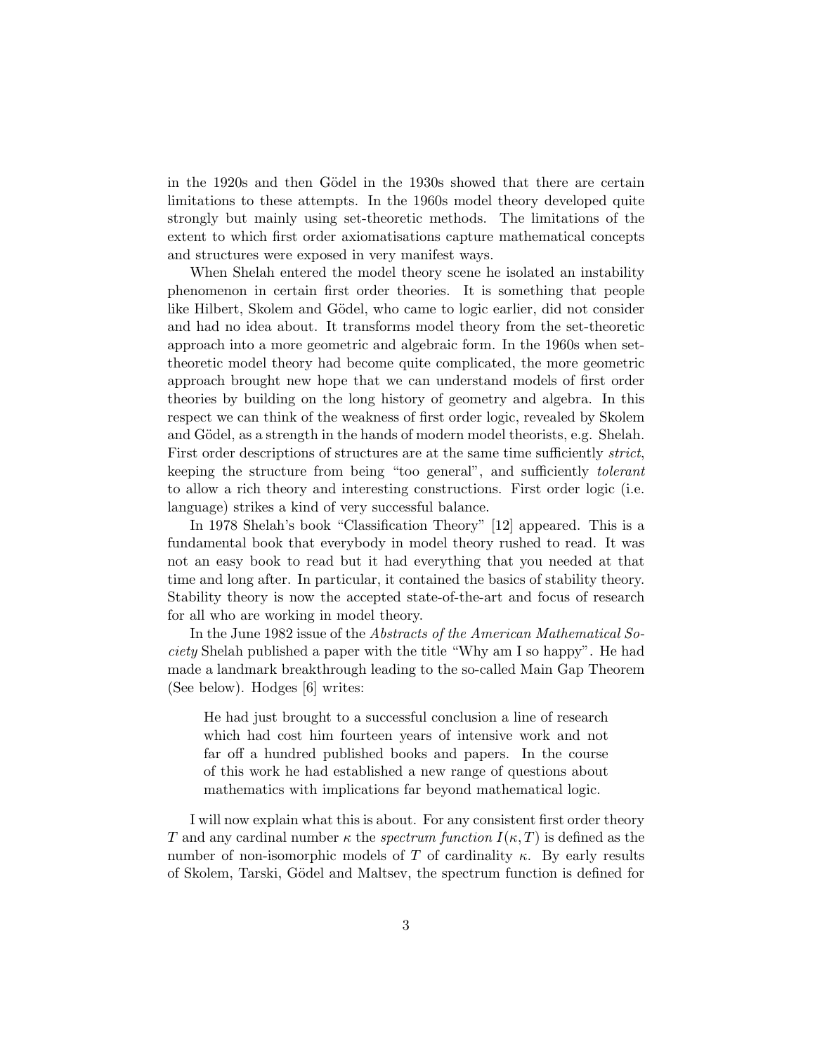in the 1920s and then Gödel in the 1930s showed that there are certain limitations to these attempts. In the 1960s model theory developed quite strongly but mainly using set-theoretic methods. The limitations of the extent to which first order axiomatisations capture mathematical concepts and structures were exposed in very manifest ways.

When Shelah entered the model theory scene he isolated an instability phenomenon in certain first order theories. It is something that people like Hilbert, Skolem and Gödel, who came to logic earlier, did not consider and had no idea about. It transforms model theory from the set-theoretic approach into a more geometric and algebraic form. In the 1960s when set-theoretic model theory had become quite complicated, the more geometric approach brought new hope that we can understand models of first order theories by building on the long history of geometry and algebra. In this respect we can think of the weakness of first order logic, revealed by Skolem and Gödel, as a strength in the hands of modern model theorists, e.g. Shelah. First order descriptions of structures are at the same time sufficiently *strict*, keeping the structure from being "too general", and sufficiently *tolerant* to allow a rich theory and interesting constructions. First order logic (i.e. language) strikes a kind of very successful balance.

In 1978 Shelah's book "Classification Theory" [12] appeared. This is a fundamental book that everybody in model theory rushed to read. It was not an easy book to read but it had everything that you needed at that time and long after. In particular, it contained the basics of stability theory. Stability theory is now the accepted state-of-the-art and focus of research for all who are working in model theory.

In the June 1982 issue of the *Abstracts of the American Mathematical Society* Shelah published a paper with the title "Why am I so happy". He had made a landmark breakthrough leading to the so-called Main Gap Theorem (See below). Hodges [6] writes:

> He had just brought to a successful conclusion a line of research which had cost him fourteen years of intensive work and not far off a hundred published books and papers. In the course of this work he had established a new range of questions about mathematics with implications far beyond mathematical logic.

I will now explain what this is about. For any consistent first order theory $T$ and any cardinal number $\kappa$ the *spectrum function* $I(\kappa, T)$ is defined as the number of non-isomorphic models of $T$ of cardinality $\kappa$. By early results of Skolem, Tarski, Gödel and Maltsev, the spectrum function is defined for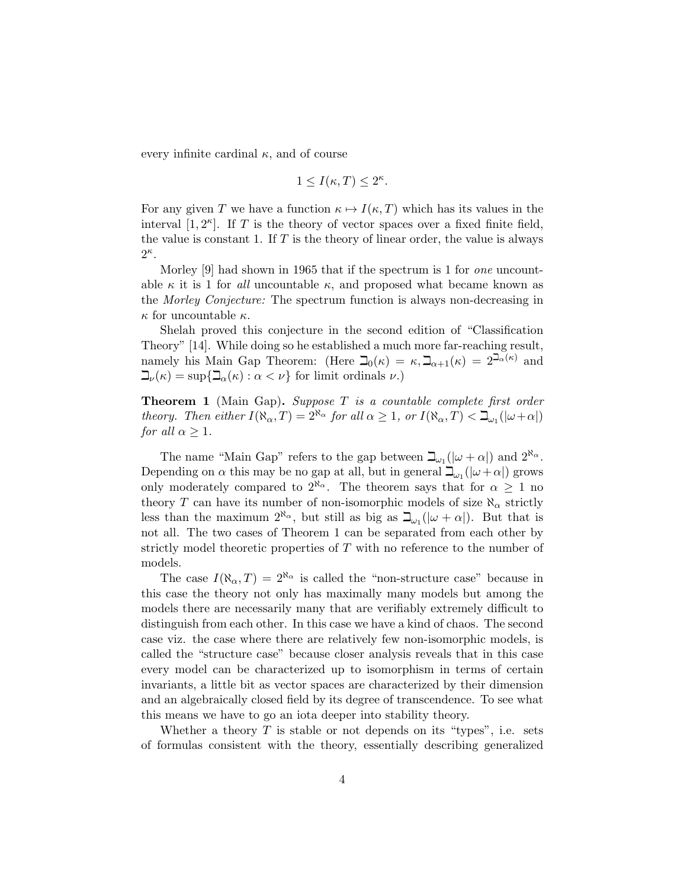every infinite cardinal $\kappa$, and of course

$$1 \leq I(\kappa, T) \leq 2^{\kappa}.$$

For any given $T$ we have a function $\kappa \mapsto I(\kappa, T)$ which has its values in the interval $[1, 2^{\kappa}]$. If $T$ is the theory of vector spaces over a fixed finite field, the value is constant 1. If $T$ is the theory of linear order, the value is always $2^{\kappa}$.

Morley [9] had shown in 1965 that if the spectrum is 1 for *one* uncountable $\kappa$ it is 1 for *all* uncountable $\kappa$, and proposed what became known as the *Morley Conjecture:* The spectrum function is always non-decreasing in $\kappa$ for uncountable $\kappa$.

Shelah proved this conjecture in the second edition of "Classification Theory" [14]. While doing so he established a much more far-reaching result, namely his Main Gap Theorem: (Here $\beth_0(\kappa) = \kappa, \beth_{\alpha+1}(\kappa) = 2^{\beth_\alpha(\kappa)}$ and $\beth_\nu(\kappa) = \sup\{\beth_\alpha(\kappa) : \alpha < \nu\}$ for limit ordinals $\nu$.)

**Theorem 1** (Main Gap)**.** *Suppose $T$ is a countable complete first order theory. Then either $I(\aleph_\alpha, T) = 2^{\aleph_\alpha}$ for all $\alpha \geq 1$, or $I(\aleph_\alpha, T) < \beth_{\omega_1}(|\omega+\alpha|)$ for all $\alpha \geq 1$.*

The name "Main Gap" refers to the gap between $\beth_{\omega_1}(|\omega + \alpha|)$ and $2^{\aleph_\alpha}$. Depending on $\alpha$ this may be no gap at all, but in general $\beth_{\omega_1}(|\omega+\alpha|)$ grows only moderately compared to $2^{\aleph_\alpha}$. The theorem says that for $\alpha \geq 1$ no theory $T$ can have its number of non-isomorphic models of size $\aleph_\alpha$ strictly less than the maximum $2^{\aleph_\alpha}$, but still as big as $\beth_{\omega_1}(|\omega + \alpha|)$. But that is not all. The two cases of Theorem 1 can be separated from each other by strictly model theoretic properties of $T$ with no reference to the number of models.

The case $I(\aleph_\alpha, T) = 2^{\aleph_\alpha}$ is called the "non-structure case" because in this case the theory not only has maximally many models but among the models there are necessarily many that are verifiably extremely difficult to distinguish from each other. In this case we have a kind of chaos. The second case viz. the case where there are relatively few non-isomorphic models, is called the "structure case" because closer analysis reveals that in this case every model can be characterized up to isomorphism in terms of certain invariants, a little bit as vector spaces are characterized by their dimension and an algebraically closed field by its degree of transcendence. To see what this means we have to go an iota deeper into stability theory.

Whether a theory $T$ is stable or not depends on its "types", i.e. sets of formulas consistent with the theory, essentially describing generalized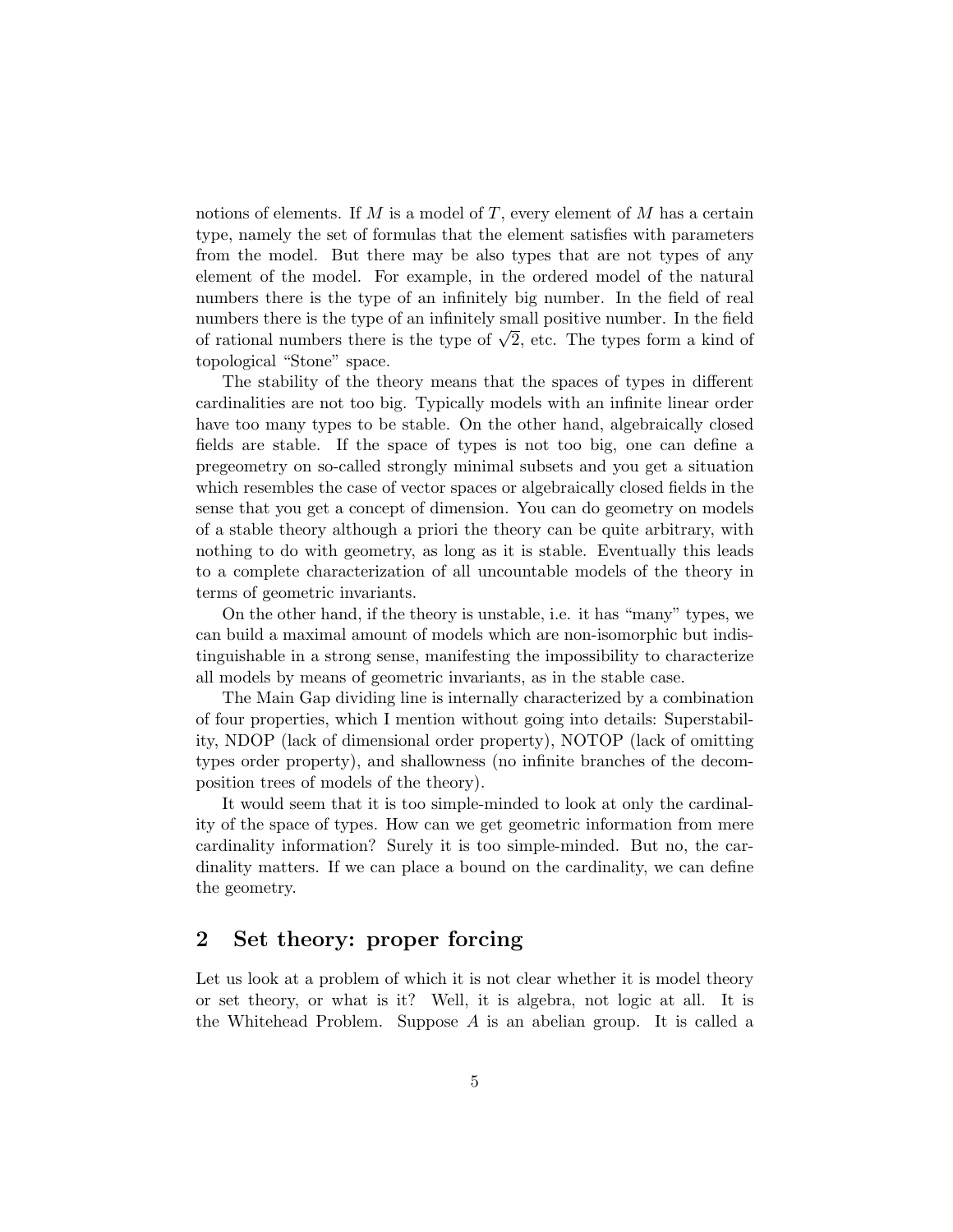notions of elements. If $M$ is a model of $T$, every element of $M$ has a certain type, namely the set of formulas that the element satisfies with parameters from the model. But there may be also types that are not types of any element of the model. For example, in the ordered model of the natural numbers there is the type of an infinitely big number. In the field of real numbers there is the type of an infinitely small positive number. In the field of rational numbers there is the type of $\sqrt{2}$, etc. The types form a kind of topological "Stone" space.

The stability of the theory means that the spaces of types in different cardinalities are not too big. Typically models with an infinite linear order have too many types to be stable. On the other hand, algebraically closed fields are stable. If the space of types is not too big, one can define a pregeometry on so-called strongly minimal subsets and you get a situation which resembles the case of vector spaces or algebraically closed fields in the sense that you get a concept of dimension. You can do geometry on models of a stable theory although a priori the theory can be quite arbitrary, with nothing to do with geometry, as long as it is stable. Eventually this leads to a complete characterization of all uncountable models of the theory in terms of geometric invariants.

On the other hand, if the theory is unstable, i.e. it has "many" types, we can build a maximal amount of models which are non-isomorphic but indistinguishable in a strong sense, manifesting the impossibility to characterize all models by means of geometric invariants, as in the stable case.

The Main Gap dividing line is internally characterized by a combination of four properties, which I mention without going into details: Superstability, NDOP (lack of dimensional order property), NOTOP (lack of omitting types order property), and shallowness (no infinite branches of the decomposition trees of models of the theory).

It would seem that it is too simple-minded to look at only the cardinality of the space of types. How can we get geometric information from mere cardinality information? Surely it is too simple-minded. But no, the cardinality matters. If we can place a bound on the cardinality, we can define the geometry.

## 2 Set theory: proper forcing

Let us look at a problem of which it is not clear whether it is model theory or set theory, or what is it? Well, it is algebra, not logic at all. It is the Whitehead Problem. Suppose $A$ is an abelian group. It is called a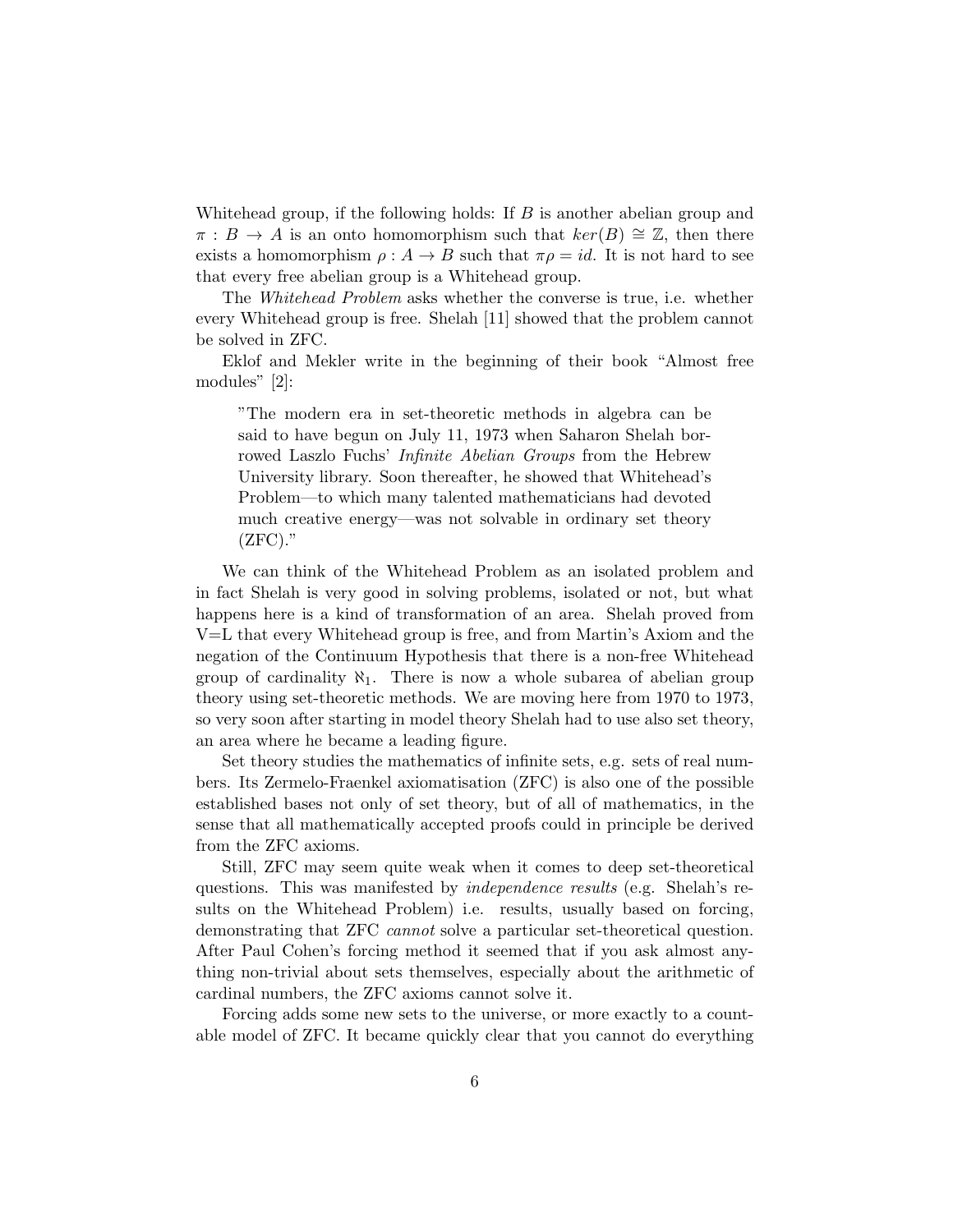Whitehead group, if the following holds: If $B$ is another abelian group and $\pi : B \to A$ is an onto homomorphism such that $ker(B) \cong \mathbb{Z}$, then there exists a homomorphism $\rho : A \to B$ such that $\pi\rho = id$. It is not hard to see that every free abelian group is a Whitehead group.

The *Whitehead Problem* asks whether the converse is true, i.e. whether every Whitehead group is free. Shelah [11] showed that the problem cannot be solved in ZFC.

Eklof and Mekler write in the beginning of their book "Almost free modules" [2]:

> "The modern era in set-theoretic methods in algebra can be said to have begun on July 11, 1973 when Saharon Shelah borrowed Laszlo Fuchs' *Infinite Abelian Groups* from the Hebrew University library. Soon thereafter, he showed that Whitehead's Problem—to which many talented mathematicians had devoted much creative energy—was not solvable in ordinary set theory (ZFC)."

We can think of the Whitehead Problem as an isolated problem and in fact Shelah is very good in solving problems, isolated or not, but what happens here is a kind of transformation of an area. Shelah proved from V=L that every Whitehead group is free, and from Martin's Axiom and the negation of the Continuum Hypothesis that there is a non-free Whitehead group of cardinality $\aleph_1$. There is now a whole subarea of abelian group theory using set-theoretic methods. We are moving here from 1970 to 1973, so very soon after starting in model theory Shelah had to use also set theory, an area where he became a leading figure.

Set theory studies the mathematics of infinite sets, e.g. sets of real numbers. Its Zermelo-Fraenkel axiomatisation (ZFC) is also one of the possible established bases not only of set theory, but of all of mathematics, in the sense that all mathematically accepted proofs could in principle be derived from the ZFC axioms.

Still, ZFC may seem quite weak when it comes to deep set-theoretical questions. This was manifested by *independence results* (e.g. Shelah's results on the Whitehead Problem) i.e. results, usually based on forcing, demonstrating that ZFC *cannot* solve a particular set-theoretical question. After Paul Cohen's forcing method it seemed that if you ask almost anything non-trivial about sets themselves, especially about the arithmetic of cardinal numbers, the ZFC axioms cannot solve it.

Forcing adds some new sets to the universe, or more exactly to a countable model of ZFC. It became quickly clear that you cannot do everything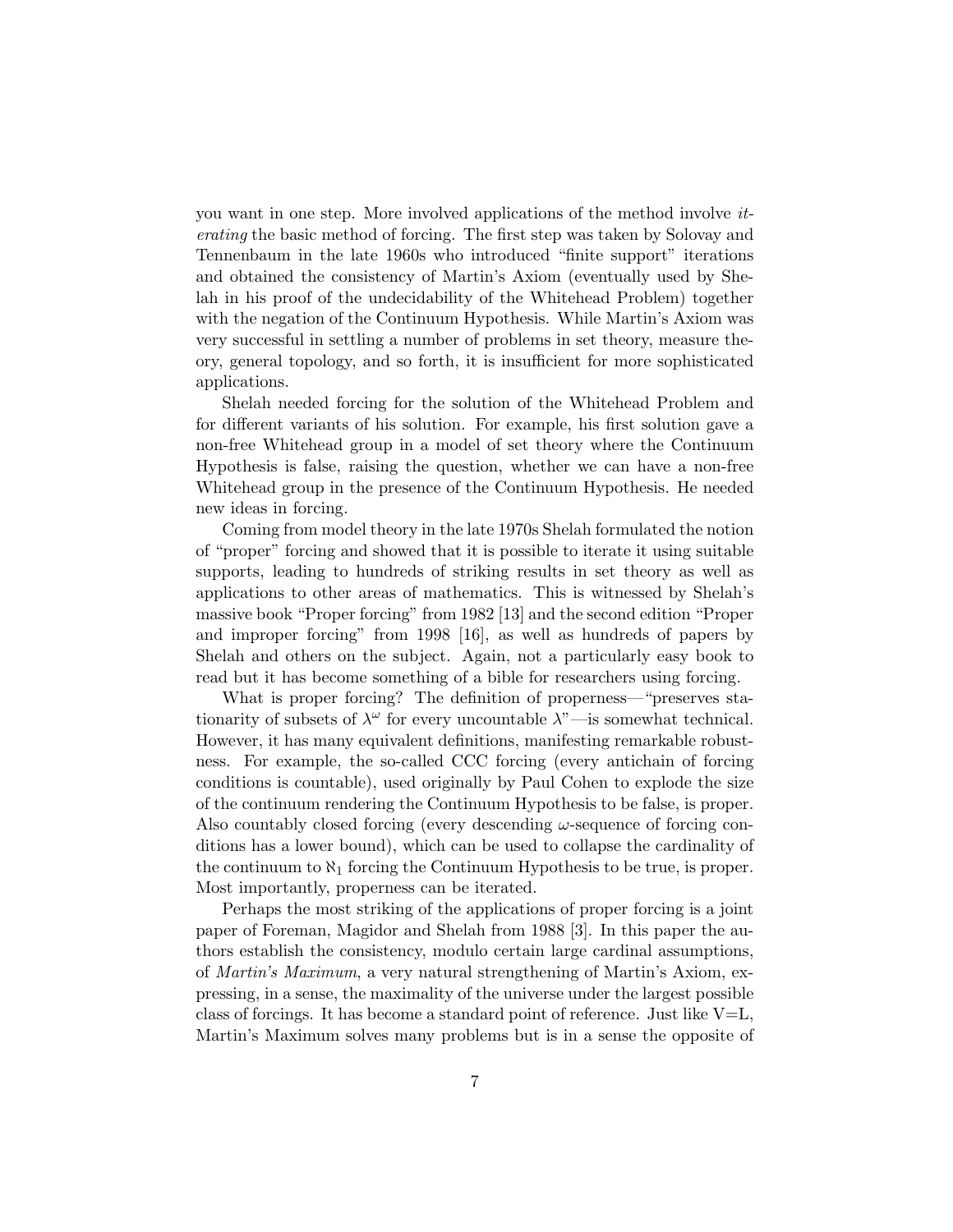you want in one step. More involved applications of the method involve *iterating* the basic method of forcing. The first step was taken by Solovay and Tennenbaum in the late 1960s who introduced "finite support" iterations and obtained the consistency of Martin's Axiom (eventually used by Shelah in his proof of the undecidability of the Whitehead Problem) together with the negation of the Continuum Hypothesis. While Martin's Axiom was very successful in settling a number of problems in set theory, measure theory, general topology, and so forth, it is insufficient for more sophisticated applications.

Shelah needed forcing for the solution of the Whitehead Problem and for different variants of his solution. For example, his first solution gave a non-free Whitehead group in a model of set theory where the Continuum Hypothesis is false, raising the question, whether we can have a non-free Whitehead group in the presence of the Continuum Hypothesis. He needed new ideas in forcing.

Coming from model theory in the late 1970s Shelah formulated the notion of "proper" forcing and showed that it is possible to iterate it using suitable supports, leading to hundreds of striking results in set theory as well as applications to other areas of mathematics. This is witnessed by Shelah's massive book "Proper forcing" from 1982 [13] and the second edition "Proper and improper forcing" from 1998 [16], as well as hundreds of papers by Shelah and others on the subject. Again, not a particularly easy book to read but it has become something of a bible for researchers using forcing.

What is proper forcing? The definition of properness—"preserves stationarity of subsets of $\lambda^\omega$ for every uncountable $\lambda$"—is somewhat technical. However, it has many equivalent definitions, manifesting remarkable robustness. For example, the so-called CCC forcing (every antichain of forcing conditions is countable), used originally by Paul Cohen to explode the size of the continuum rendering the Continuum Hypothesis to be false, is proper. Also countably closed forcing (every descending $\omega$-sequence of forcing conditions has a lower bound), which can be used to collapse the cardinality of the continuum to $\aleph_1$ forcing the Continuum Hypothesis to be true, is proper. Most importantly, properness can be iterated.

Perhaps the most striking of the applications of proper forcing is a joint paper of Foreman, Magidor and Shelah from 1988 [3]. In this paper the authors establish the consistency, modulo certain large cardinal assumptions, of *Martin's Maximum*, a very natural strengthening of Martin's Axiom, expressing, in a sense, the maximality of the universe under the largest possible class of forcings. It has become a standard point of reference. Just like V=L, Martin's Maximum solves many problems but is in a sense the opposite of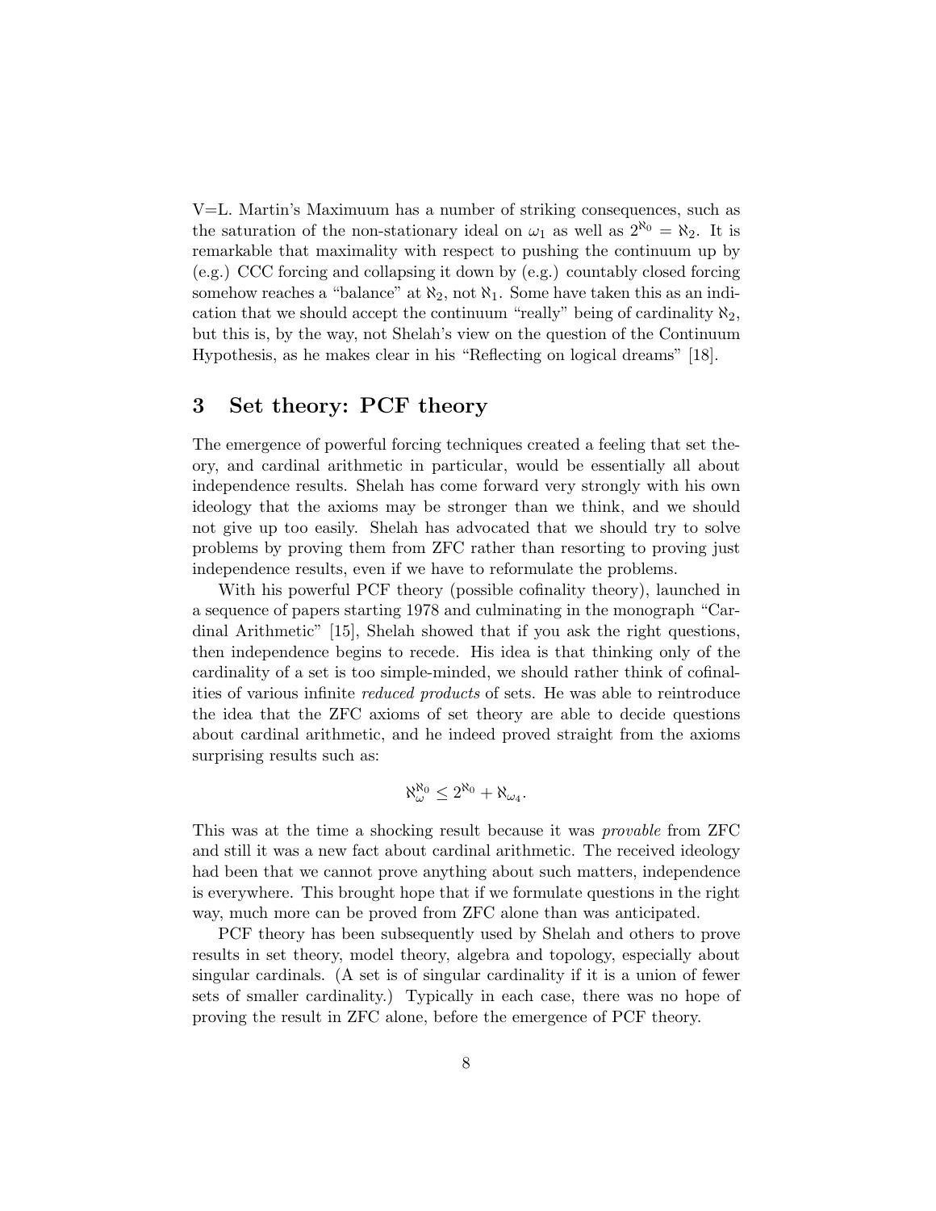V=L. Martin's Maximuum has a number of striking consequences, such as the saturation of the non-stationary ideal on $\omega_1$ as well as $2^{\aleph_0} = \aleph_2$. It is remarkable that maximality with respect to pushing the continuum up by (e.g.) CCC forcing and collapsing it down by (e.g.) countably closed forcing somehow reaches a "balance" at $\aleph_2$, not $\aleph_1$. Some have taken this as an indication that we should accept the continuum "really" being of cardinality $\aleph_2$, but this is, by the way, not Shelah's view on the question of the Continuum Hypothesis, as he makes clear in his "Reflecting on logical dreams" [18].

## 3 Set theory: PCF theory

The emergence of powerful forcing techniques created a feeling that set theory, and cardinal arithmetic in particular, would be essentially all about independence results. Shelah has come forward very strongly with his own ideology that the axioms may be stronger than we think, and we should not give up too easily. Shelah has advocated that we should try to solve problems by proving them from ZFC rather than resorting to proving just independence results, even if we have to reformulate the problems.

With his powerful PCF theory (possible cofinality theory), launched in a sequence of papers starting 1978 and culminating in the monograph "Cardinal Arithmetic" [15], Shelah showed that if you ask the right questions, then independence begins to recede. His idea is that thinking only of the cardinality of a set is too simple-minded, we should rather think of cofinalities of various infinite *reduced products* of sets. He was able to reintroduce the idea that the ZFC axioms of set theory are able to decide questions about cardinal arithmetic, and he indeed proved straight from the axioms surprising results such as:

$$\aleph_\omega^{\aleph_0} \leq 2^{\aleph_0} + \aleph_{\omega_4}.$$

This was at the time a shocking result because it was *provable* from ZFC and still it was a new fact about cardinal arithmetic. The received ideology had been that we cannot prove anything about such matters, independence is everywhere. This brought hope that if we formulate questions in the right way, much more can be proved from ZFC alone than was anticipated.

PCF theory has been subsequently used by Shelah and others to prove results in set theory, model theory, algebra and topology, especially about singular cardinals. (A set is of singular cardinality if it is a union of fewer sets of smaller cardinality.) Typically in each case, there was no hope of proving the result in ZFC alone, before the emergence of PCF theory.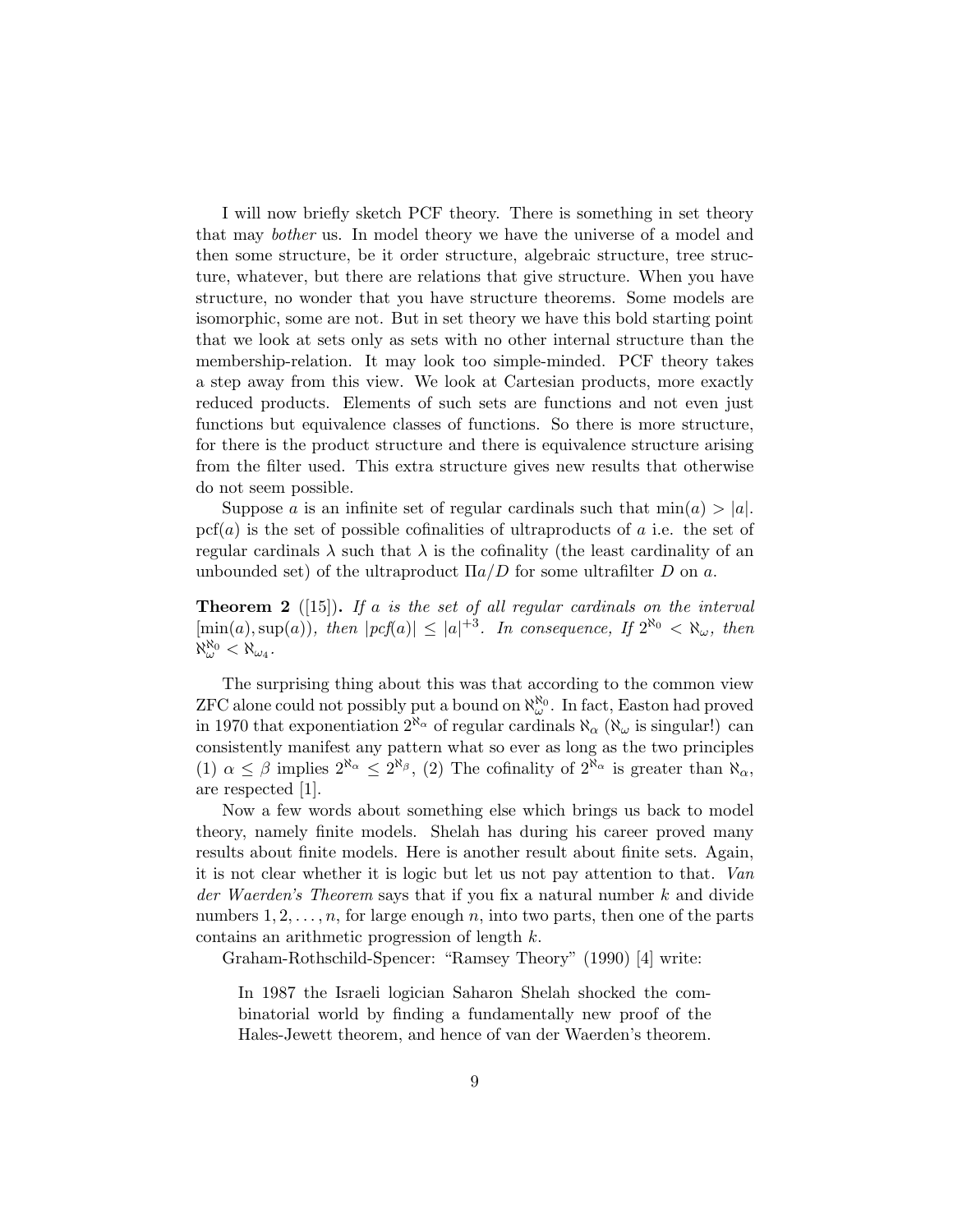I will now briefly sketch PCF theory. There is something in set theory that may *bother* us. In model theory we have the universe of a model and then some structure, be it order structure, algebraic structure, tree structure, whatever, but there are relations that give structure. When you have structure, no wonder that you have structure theorems. Some models are isomorphic, some are not. But in set theory we have this bold starting point that we look at sets only as sets with no other internal structure than the membership-relation. It may look too simple-minded. PCF theory takes a step away from this view. We look at Cartesian products, more exactly reduced products. Elements of such sets are functions and not even just functions but equivalence classes of functions. So there is more structure, for there is the product structure and there is equivalence structure arising from the filter used. This extra structure gives new results that otherwise do not seem possible.

Suppose $a$ is an infinite set of regular cardinals such that $\min(a) > |a|$. $\mathrm{pcf}(a)$ is the set of possible cofinalities of ultraproducts of $a$ i.e. the set of regular cardinals $\lambda$ such that $\lambda$ is the cofinality (the least cardinality of an unbounded set) of the ultraproduct $\Pi a/D$ for some ultrafilter $D$ on $a$.

**Theorem 2** ([15])**.** *If $a$ is the set of all regular cardinals on the interval $[\min(a), \sup(a))$, then $|pcf(a)| \leq |a|^{+3}$. In consequence, If $2^{\aleph_0} < \aleph_\omega$, then $\aleph_\omega^{\aleph_0} < \aleph_{\omega_4}$.*

The surprising thing about this was that according to the common view ZFC alone could not possibly put a bound on $\aleph_\omega^{\aleph_0}$. In fact, Easton had proved in 1970 that exponentiation $2^{\aleph_\alpha}$ of regular cardinals $\aleph_\alpha$ ($\aleph_\omega$ is singular!) can consistently manifest any pattern what so ever as long as the two principles (1) $\alpha \leq \beta$ implies $2^{\aleph_\alpha} \leq 2^{\aleph_\beta}$, (2) The cofinality of $2^{\aleph_\alpha}$ is greater than $\aleph_\alpha$, are respected [1].

Now a few words about something else which brings us back to model theory, namely finite models. Shelah has during his career proved many results about finite models. Here is another result about finite sets. Again, it is not clear whether it is logic but let us not pay attention to that. *Van der Waerden's Theorem* says that if you fix a natural number $k$ and divide numbers $1, 2, \ldots, n$, for large enough $n$, into two parts, then one of the parts contains an arithmetic progression of length $k$.

Graham-Rothschild-Spencer: "Ramsey Theory" (1990) [4] write:

> In 1987 the Israeli logician Saharon Shelah shocked the combinatorial world by finding a fundamentally new proof of the Hales-Jewett theorem, and hence of van der Waerden's theorem.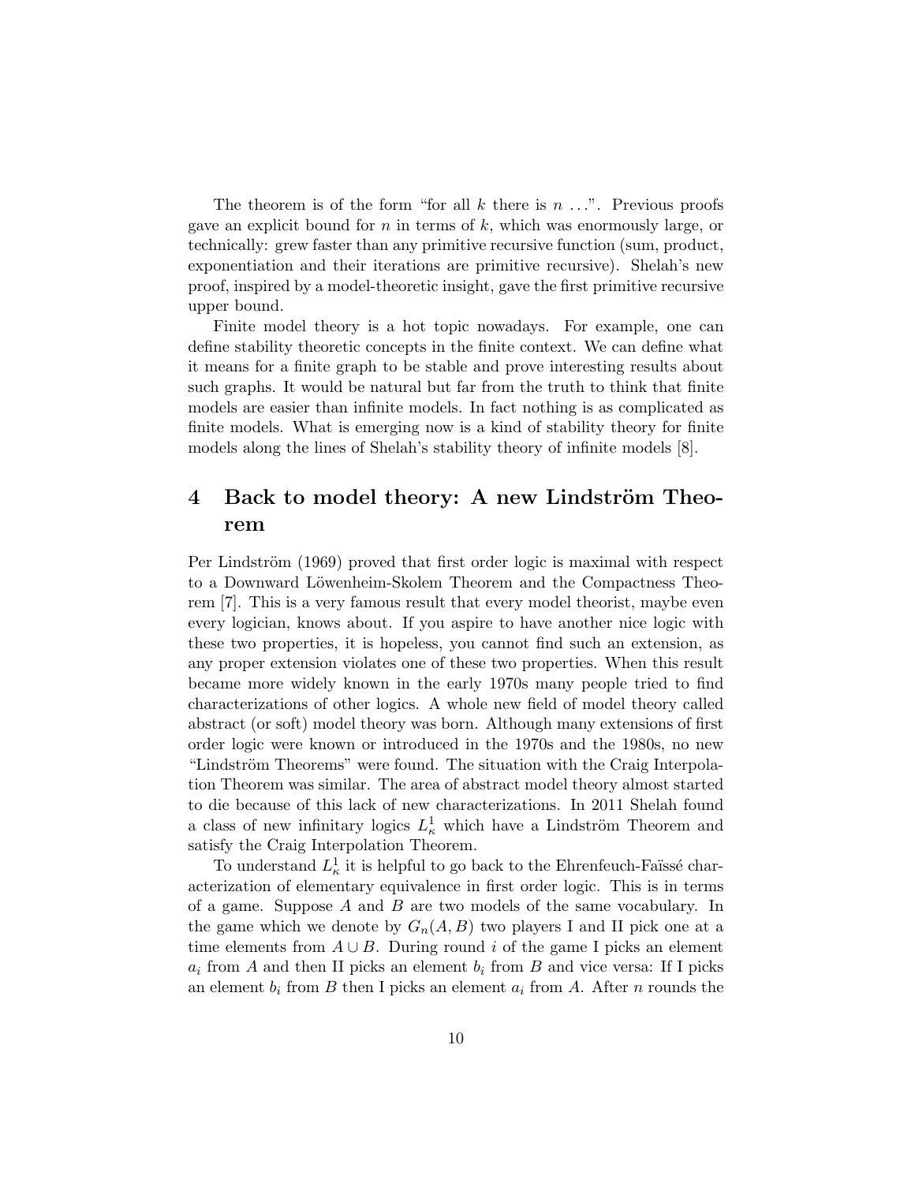The theorem is of the form "for all $k$ there is $n$ ...". Previous proofs gave an explicit bound for $n$ in terms of $k$, which was enormously large, or technically: grew faster than any primitive recursive function (sum, product, exponentiation and their iterations are primitive recursive). Shelah's new proof, inspired by a model-theoretic insight, gave the first primitive recursive upper bound.

Finite model theory is a hot topic nowadays. For example, one can define stability theoretic concepts in the finite context. We can define what it means for a finite graph to be stable and prove interesting results about such graphs. It would be natural but far from the truth to think that finite models are easier than infinite models. In fact nothing is as complicated as finite models. What is emerging now is a kind of stability theory for finite models along the lines of Shelah's stability theory of infinite models [8].

## 4 Back to model theory: A new Lindström Theorem

Per Lindström (1969) proved that first order logic is maximal with respect to a Downward Löwenheim-Skolem Theorem and the Compactness Theorem [7]. This is a very famous result that every model theorist, maybe even every logician, knows about. If you aspire to have another nice logic with these two properties, it is hopeless, you cannot find such an extension, as any proper extension violates one of these two properties. When this result became more widely known in the early 1970s many people tried to find characterizations of other logics. A whole new field of model theory called abstract (or soft) model theory was born. Although many extensions of first order logic were known or introduced in the 1970s and the 1980s, no new "Lindström Theorems" were found. The situation with the Craig Interpolation Theorem was similar. The area of abstract model theory almost started to die because of this lack of new characterizations. In 2011 Shelah found a class of new infinitary logics $L^1_\kappa$ which have a Lindström Theorem and satisfy the Craig Interpolation Theorem.

To understand $L^1_\kappa$ it is helpful to go back to the Ehrenfeuch-Faïssé characterization of elementary equivalence in first order logic. This is in terms of a game. Suppose $A$ and $B$ are two models of the same vocabulary. In the game which we denote by $G_n(A, B)$ two players I and II pick one at a time elements from $A \cup B$. During round $i$ of the game I picks an element $a_i$ from $A$ and then II picks an element $b_i$ from $B$ and vice versa: If I picks an element $b_i$ from $B$ then I picks an element $a_i$ from $A$. After $n$ rounds the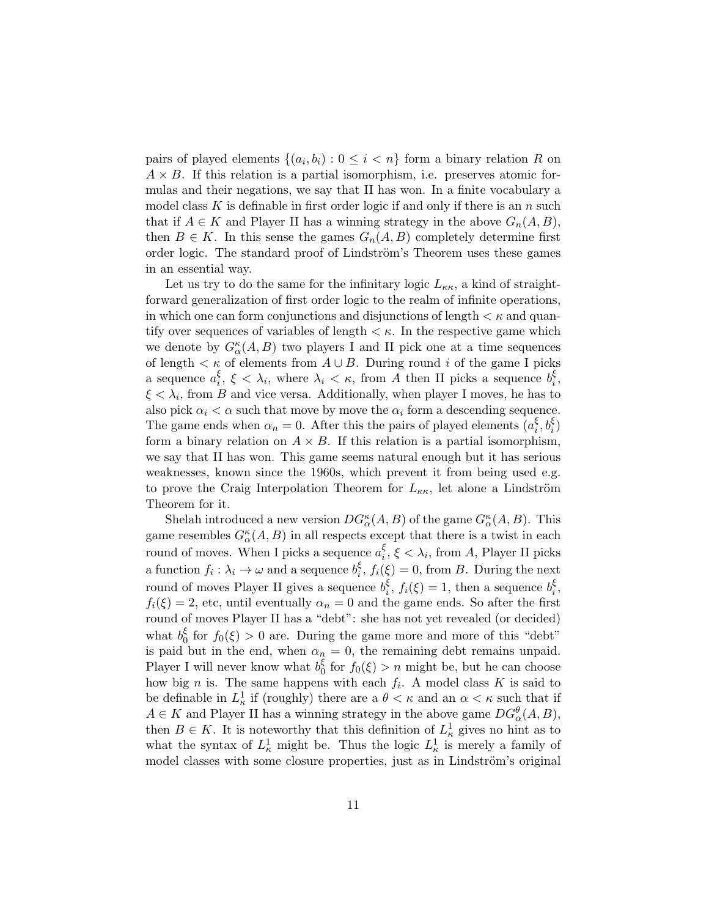pairs of played elements $\{(a_i, b_i) : 0 \leq i < n\}$ form a binary relation $R$ on $A \times B$. If this relation is a partial isomorphism, i.e. preserves atomic formulas and their negations, we say that II has won. In a finite vocabulary a model class $K$ is definable in first order logic if and only if there is an $n$ such that if $A \in K$ and Player II has a winning strategy in the above $G_n(A, B)$, then $B \in K$. In this sense the games $G_n(A, B)$ completely determine first order logic. The standard proof of Lindström's Theorem uses these games in an essential way.

Let us try to do the same for the infinitary logic $L_{\kappa\kappa}$, a kind of straightforward generalization of first order logic to the realm of infinite operations, in which one can form conjunctions and disjunctions of length $< \kappa$ and quantify over sequences of variables of length $< \kappa$. In the respective game which we denote by $G^\kappa_\alpha(A, B)$ two players I and II pick one at a time sequences of length $< \kappa$ of elements from $A \cup B$. During round $i$ of the game I picks a sequence $a^\xi_i$, $\xi < \lambda_i$, where $\lambda_i < \kappa$, from $A$ then II picks a sequence $b^\xi_i$, $\xi < \lambda_i$, from $B$ and vice versa. Additionally, when player I moves, he has to also pick $\alpha_i < \alpha$ such that move by move the $\alpha_i$ form a descending sequence. The game ends when $\alpha_n = 0$. After this the pairs of played elements $(a^\xi_i, b^\xi_i)$ form a binary relation on $A \times B$. If this relation is a partial isomorphism, we say that II has won. This game seems natural enough but it has serious weaknesses, known since the 1960s, which prevent it from being used e.g. to prove the Craig Interpolation Theorem for $L_{\kappa\kappa}$, let alone a Lindström Theorem for it.

Shelah introduced a new version $DG^\kappa_\alpha(A, B)$ of the game $G^\kappa_\alpha(A, B)$. This game resembles $G^\kappa_\alpha(A, B)$ in all respects except that there is a twist in each round of moves. When I picks a sequence $a^\xi_i$, $\xi < \lambda_i$, from $A$, Player II picks a function $f_i : \lambda_i \to \omega$ and a sequence $b^\xi_i$, $f_i(\xi) = 0$, from $B$. During the next round of moves Player II gives a sequence $b^\xi_i$, $f_i(\xi) = 1$, then a sequence $b^\xi_i$, $f_i(\xi) = 2$, etc, until eventually $\alpha_n = 0$ and the game ends. So after the first round of moves Player II has a "debt": she has not yet revealed (or decided) what $b^\xi_0$ for $f_0(\xi) > 0$ are. During the game more and more of this "debt" is paid but in the end, when $\alpha_n = 0$, the remaining debt remains unpaid. Player I will never know what $b^\xi_0$ for $f_0(\xi) > n$ might be, but he can choose how big $n$ is. The same happens with each $f_i$. A model class $K$ is said to be definable in $L^1_\kappa$ if (roughly) there are a $\theta < \kappa$ and an $\alpha < \kappa$ such that if $A \in K$ and Player II has a winning strategy in the above game $DG^\theta_\alpha(A, B)$, then $B \in K$. It is noteworthy that this definition of $L^1_\kappa$ gives no hint as to what the syntax of $L^1_\kappa$ might be. Thus the logic $L^1_\kappa$ is merely a family of model classes with some closure properties, just as in Lindström's original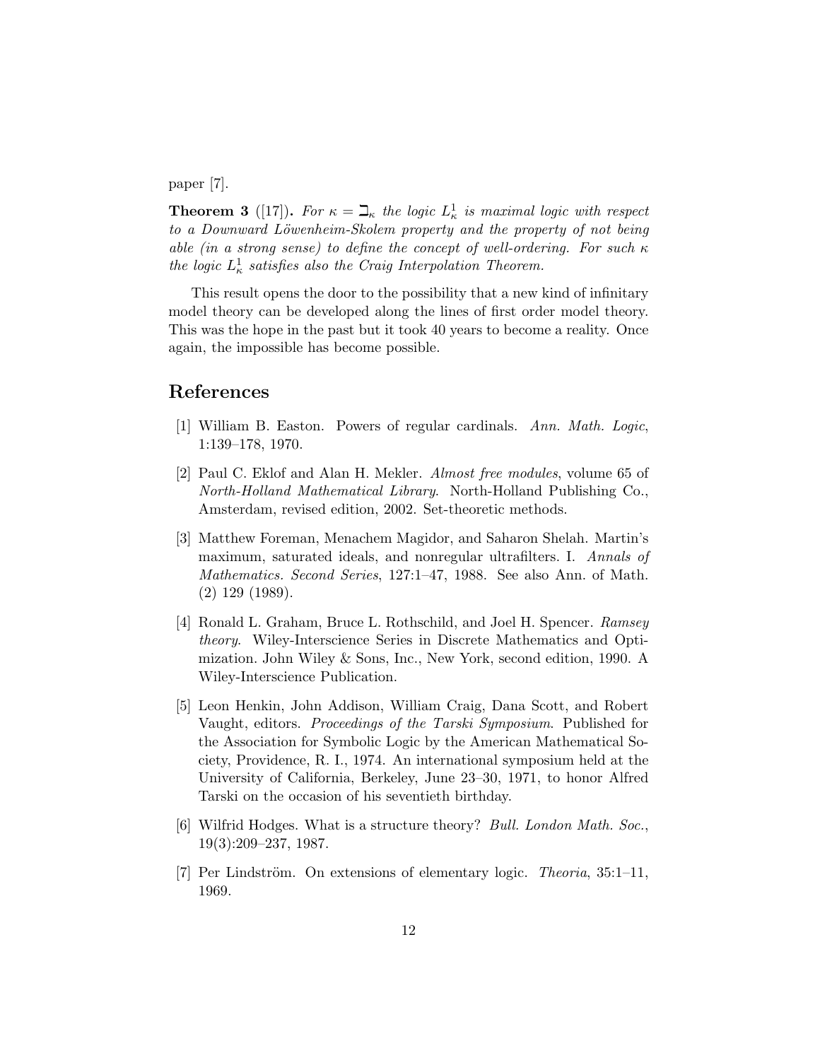paper [7].

**Theorem 3** ([17])**.** *For $\kappa = \beth_\kappa$ the logic $L^1_\kappa$ is maximal logic with respect to a Downward Löwenheim-Skolem property and the property of not being able (in a strong sense) to define the concept of well-ordering. For such $\kappa$ the logic $L^1_\kappa$ satisfies also the Craig Interpolation Theorem.*

This result opens the door to the possibility that a new kind of infinitary model theory can be developed along the lines of first order model theory. This was the hope in the past but it took 40 years to become a reality. Once again, the impossible has become possible.

## References

[1] William B. Easton. Powers of regular cardinals. *Ann. Math. Logic*, 1:139–178, 1970.

[2] Paul C. Eklof and Alan H. Mekler. *Almost free modules*, volume 65 of *North-Holland Mathematical Library*. North-Holland Publishing Co., Amsterdam, revised edition, 2002. Set-theoretic methods.

[3] Matthew Foreman, Menachem Magidor, and Saharon Shelah. Martin's maximum, saturated ideals, and nonregular ultrafilters. I. *Annals of Mathematics. Second Series*, 127:1–47, 1988. See also Ann. of Math. (2) 129 (1989).

[4] Ronald L. Graham, Bruce L. Rothschild, and Joel H. Spencer. *Ramsey theory*. Wiley-Interscience Series in Discrete Mathematics and Optimization. John Wiley & Sons, Inc., New York, second edition, 1990. A Wiley-Interscience Publication.

[5] Leon Henkin, John Addison, William Craig, Dana Scott, and Robert Vaught, editors. *Proceedings of the Tarski Symposium*. Published for the Association for Symbolic Logic by the American Mathematical Society, Providence, R. I., 1974. An international symposium held at the University of California, Berkeley, June 23–30, 1971, to honor Alfred Tarski on the occasion of his seventieth birthday.

[6] Wilfrid Hodges. What is a structure theory? *Bull. London Math. Soc.*, 19(3):209–237, 1987.

[7] Per Lindström. On extensions of elementary logic. *Theoria*, 35:1–11, 1969.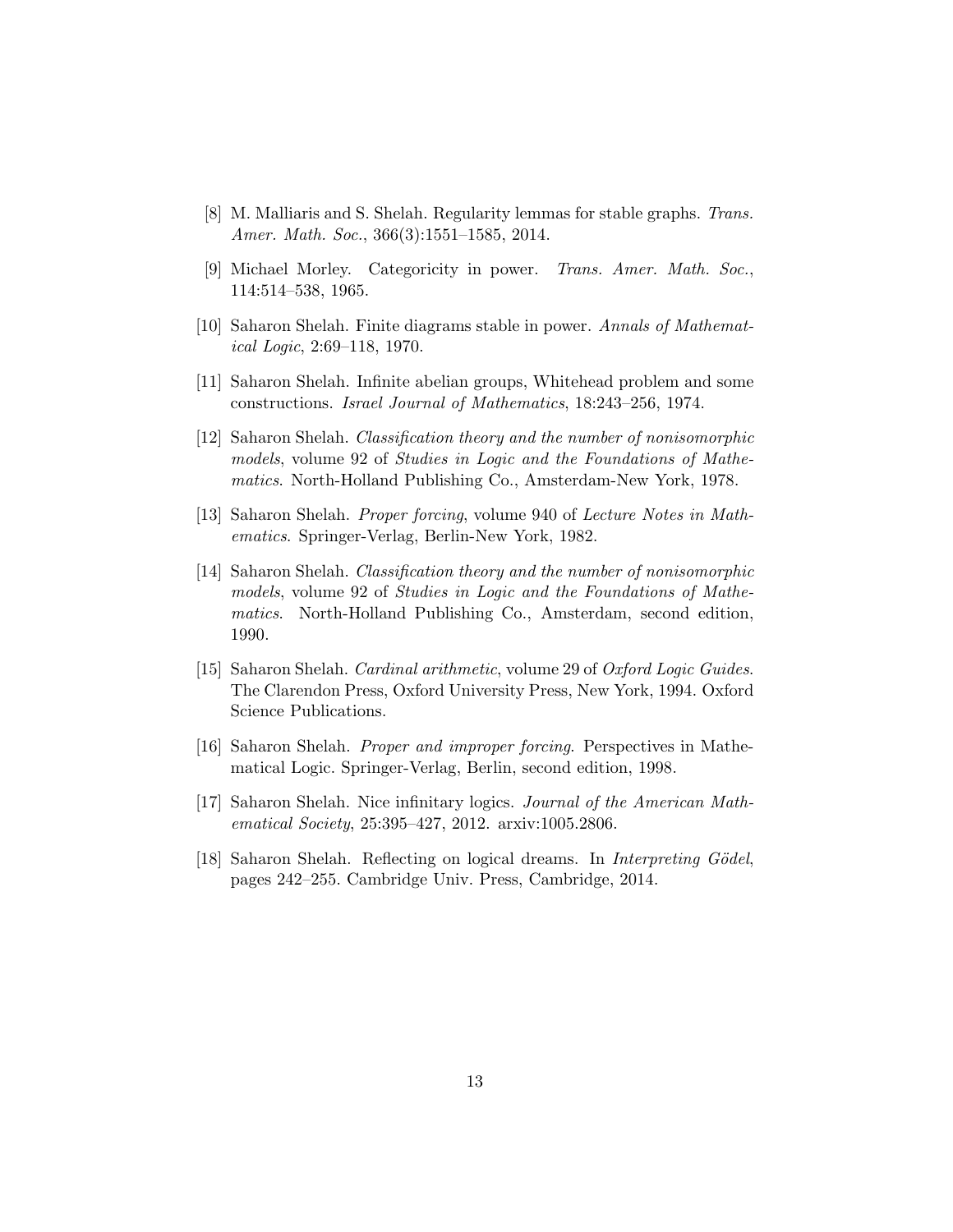[8] M. Malliaris and S. Shelah. Regularity lemmas for stable graphs. *Trans. Amer. Math. Soc.*, 366(3):1551–1585, 2014.

[9] Michael Morley. Categoricity in power. *Trans. Amer. Math. Soc.*, 114:514–538, 1965.

[10] Saharon Shelah. Finite diagrams stable in power. *Annals of Mathematical Logic*, 2:69–118, 1970.

[11] Saharon Shelah. Infinite abelian groups, Whitehead problem and some constructions. *Israel Journal of Mathematics*, 18:243–256, 1974.

[12] Saharon Shelah. *Classification theory and the number of nonisomorphic models*, volume 92 of *Studies in Logic and the Foundations of Mathematics*. North-Holland Publishing Co., Amsterdam-New York, 1978.

[13] Saharon Shelah. *Proper forcing*, volume 940 of *Lecture Notes in Mathematics*. Springer-Verlag, Berlin-New York, 1982.

[14] Saharon Shelah. *Classification theory and the number of nonisomorphic models*, volume 92 of *Studies in Logic and the Foundations of Mathematics*. North-Holland Publishing Co., Amsterdam, second edition, 1990.

[15] Saharon Shelah. *Cardinal arithmetic*, volume 29 of *Oxford Logic Guides*. The Clarendon Press, Oxford University Press, New York, 1994. Oxford Science Publications.

[16] Saharon Shelah. *Proper and improper forcing*. Perspectives in Mathematical Logic. Springer-Verlag, Berlin, second edition, 1998.

[17] Saharon Shelah. Nice infinitary logics. *Journal of the American Mathematical Society*, 25:395–427, 2012. arxiv:1005.2806.

[18] Saharon Shelah. Reflecting on logical dreams. In *Interpreting Gödel*, pages 242–255. Cambridge Univ. Press, Cambridge, 2014.